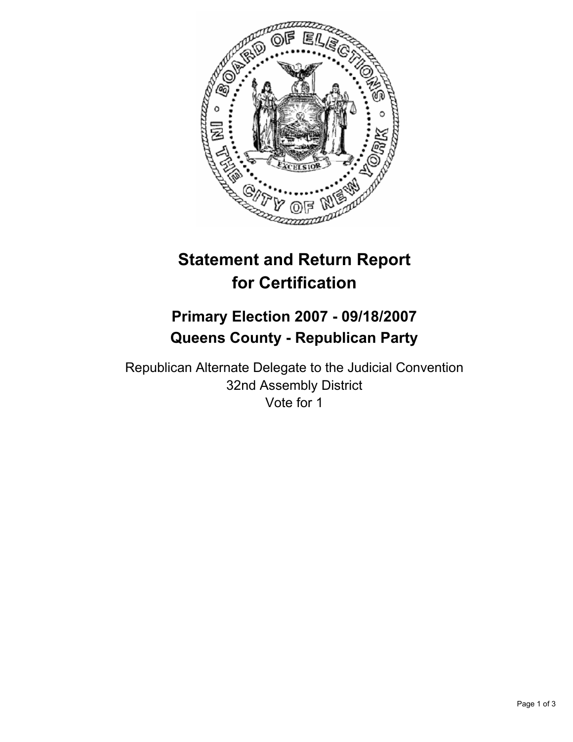# Statement and Return Report for Certification

## Primary Election 2007 - 09/18/2007
## Queens County - Republican Party

Republican Alternate Delegate to the Judicial Convention
32nd Assembly District
Vote for 1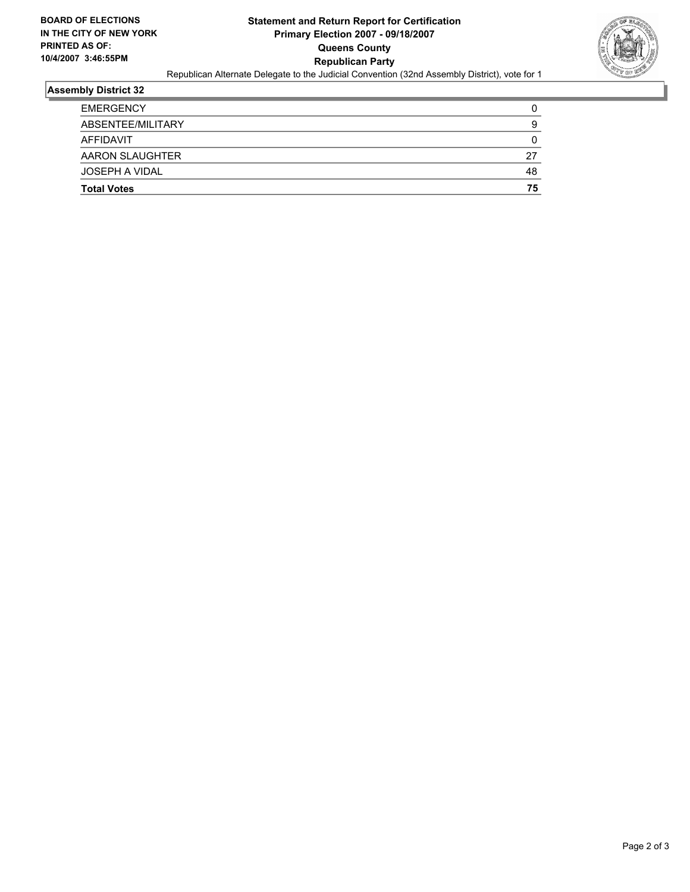**BOARD OF ELECTIONS IN THE CITY OF NEW YORK PRINTED AS OF: 10/4/2007 3:46:55PM**

# Statement and Return Report for Certification
## Primary Election 2007 - 09/18/2007
## Queens County
## Republican Party

Republican Alternate Delegate to the Judicial Convention (32nd Assembly District), vote for 1

### Assembly District 32

| | |
|---|---|
| EMERGENCY | 0 |
| ABSENTEE/MILITARY | 9 |
| AFFIDAVIT | 0 |
| AARON SLAUGHTER | 27 |
| JOSEPH A VIDAL | 48 |
| **Total Votes** | **75** |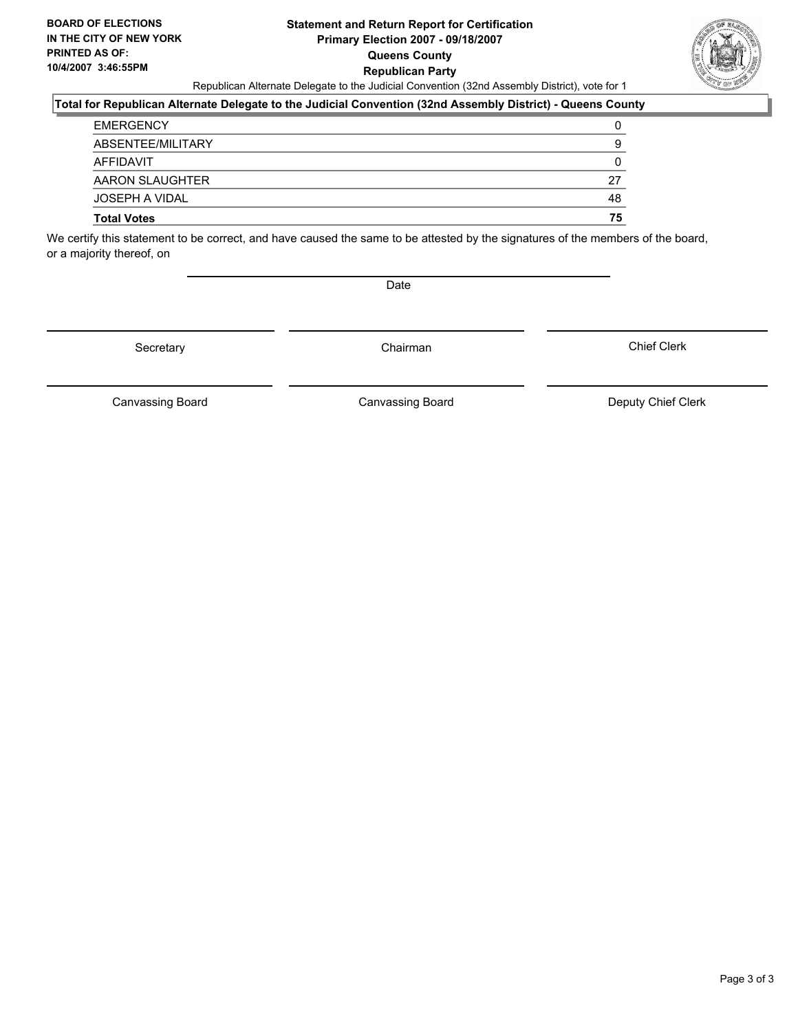**BOARD OF ELECTIONS IN THE CITY OF NEW YORK**
**PRINTED AS OF:**
**10/4/2007 3:46:55PM**

# Statement and Return Report for Certification
## Primary Election 2007 - 09/18/2007
## Queens County
## Republican Party

Republican Alternate Delegate to the Judicial Convention (32nd Assembly District), vote for 1

**Total for Republican Alternate Delegate to the Judicial Convention (32nd Assembly District) - Queens County**

| | |
|---|---|
| EMERGENCY | 0 |
| ABSENTEE/MILITARY | 9 |
| AFFIDAVIT | 0 |
| AARON SLAUGHTER | 27 |
| JOSEPH A VIDAL | 48 |
| **Total Votes** | **75** |

We certify this statement to be correct, and have caused the same to be attested by the signatures of the members of the board, or a majority thereof, on

Date

Secretary

Chairman

Chief Clerk

Canvassing Board

Canvassing Board

Deputy Chief Clerk